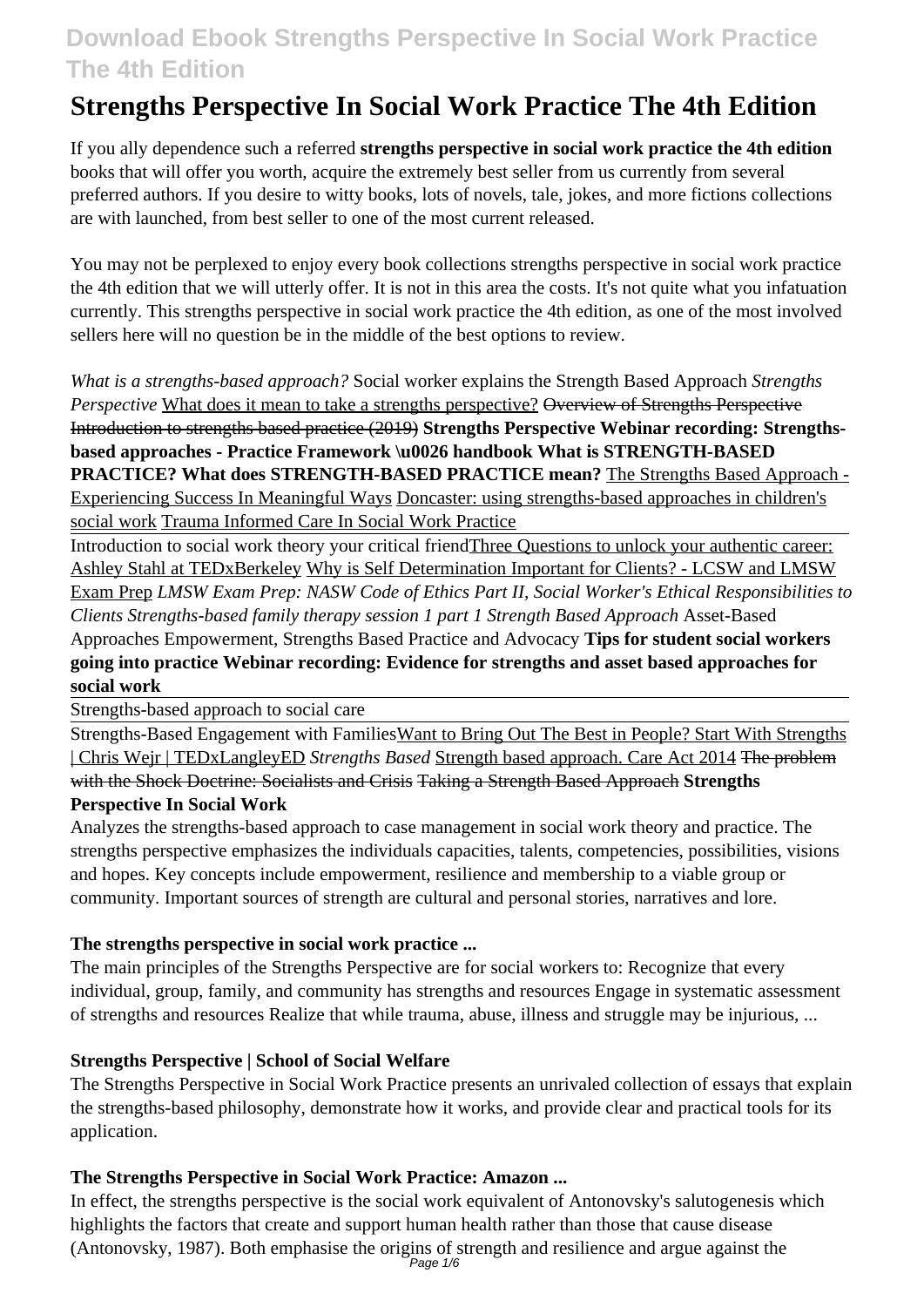# Strengths Perspective In Social Work Practice The 4th Edition

If you ally dependence such a referred **strengths perspective in social work practice the 4th edition** books that will offer you worth, acquire the extremely best seller from us currently from several preferred authors. If you desire to witty books, lots of novels, tale, jokes, and more fictions collections are with launched, from best seller to one of the most current released.

You may not be perplexed to enjoy every book collections strengths perspective in social work practice the 4th edition that we will utterly offer. It is not in this area the costs. It's not quite what you infatuation currently. This strengths perspective in social work practice the 4th edition, as one of the most involved sellers here will no question be in the middle of the best options to review.

*What is a strengths-based approach?* Social worker explains the Strength Based Approach *Strengths Perspective* What does it mean to take a strengths perspective? ~~Overview of Strengths Perspective~~ ~~Introduction to strengths-based practice (2019)~~ **Strengths Perspective Webinar recording: Strengths-based approaches - Practice Framework \u0026 handbook What is STRENGTH-BASED PRACTICE? What does STRENGTH-BASED PRACTICE mean?** The Strengths Based Approach - Experiencing Success In Meaningful Ways Doncaster: using strengths-based approaches in children's social work Trauma Informed Care In Social Work Practice

Introduction to social work theory your critical friend Three Questions to unlock your authentic career: Ashley Stahl at TEDxBerkeley Why is Self Determination Important for Clients? - LCSW and LMSW Exam Prep *LMSW Exam Prep: NASW Code of Ethics Part II, Social Worker's Ethical Responsibilities to Clients Strengths-based family therapy session 1 part 1 Strength Based Approach* Asset-Based Approaches Empowerment, Strengths Based Practice and Advocacy **Tips for student social workers going into practice Webinar recording: Evidence for strengths and asset based approaches for social work**

Strengths-based approach to social care

Strengths-Based Engagement with Families Want to Bring Out The Best in People? Start With Strengths | Chris Wejr | TEDxLangleyED *Strengths Based* Strength based approach. Care Act 2014 ~~The problem with the Shock Doctrine: Socialists and Crisis~~ ~~Taking a Strength Based Approach~~ **Strengths Perspective In Social Work**

Analyzes the strengths-based approach to case management in social work theory and practice. The strengths perspective emphasizes the individuals capacities, talents, competencies, possibilities, visions and hopes. Key concepts include empowerment, resilience and membership to a viable group or community. Important sources of strength are cultural and personal stories, narratives and lore.

### The strengths perspective in social work practice ...

The main principles of the Strengths Perspective are for social workers to: Recognize that every individual, group, family, and community has strengths and resources Engage in systematic assessment of strengths and resources Realize that while trauma, abuse, illness and struggle may be injurious, ...

### Strengths Perspective | School of Social Welfare

The Strengths Perspective in Social Work Practice presents an unrivaled collection of essays that explain the strengths-based philosophy, demonstrate how it works, and provide clear and practical tools for its application.

### The Strengths Perspective in Social Work Practice: Amazon ...

In effect, the strengths perspective is the social work equivalent of Antonovsky's salutogenesis which highlights the factors that create and support human health rather than those that cause disease (Antonovsky, 1987). Both emphasise the origins of strength and resilience and argue against the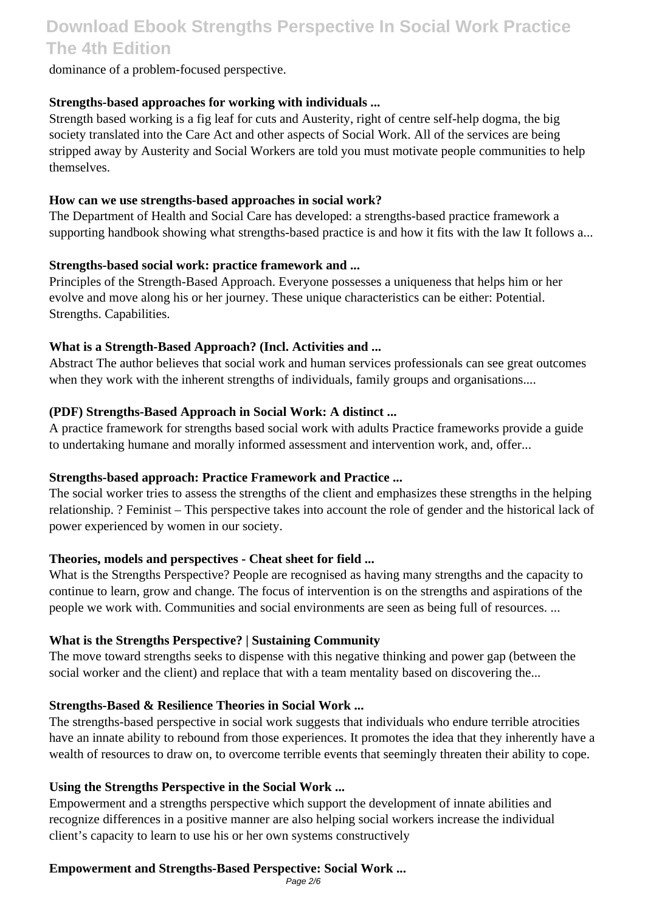dominance of a problem-focused perspective.

**Strengths-based approaches for working with individuals ...**

Strength based working is a fig leaf for cuts and Austerity, right of centre self-help dogma, the big society translated into the Care Act and other aspects of Social Work. All of the services are being stripped away by Austerity and Social Workers are told you must motivate people communities to help themselves.

**How can we use strengths-based approaches in social work?**

The Department of Health and Social Care has developed: a strengths-based practice framework a supporting handbook showing what strengths-based practice is and how it fits with the law It follows a...

**Strengths-based social work: practice framework and ...**

Principles of the Strength-Based Approach. Everyone possesses a uniqueness that helps him or her evolve and move along his or her journey. These unique characteristics can be either: Potential. Strengths. Capabilities.

**What is a Strength-Based Approach? (Incl. Activities and ...**

Abstract The author believes that social work and human services professionals can see great outcomes when they work with the inherent strengths of individuals, family groups and organisations....

**(PDF) Strengths-Based Approach in Social Work: A distinct ...**

A practice framework for strengths based social work with adults Practice frameworks provide a guide to undertaking humane and morally informed assessment and intervention work, and, offer...

**Strengths-based approach: Practice Framework and Practice ...**

The social worker tries to assess the strengths of the client and emphasizes these strengths in the helping relationship. ? Feminist – This perspective takes into account the role of gender and the historical lack of power experienced by women in our society.

**Theories, models and perspectives - Cheat sheet for field ...**

What is the Strengths Perspective? People are recognised as having many strengths and the capacity to continue to learn, grow and change. The focus of intervention is on the strengths and aspirations of the people we work with. Communities and social environments are seen as being full of resources. ...

**What is the Strengths Perspective? | Sustaining Community**

The move toward strengths seeks to dispense with this negative thinking and power gap (between the social worker and the client) and replace that with a team mentality based on discovering the...

**Strengths-Based & Resilience Theories in Social Work ...**

The strengths-based perspective in social work suggests that individuals who endure terrible atrocities have an innate ability to rebound from those experiences. It promotes the idea that they inherently have a wealth of resources to draw on, to overcome terrible events that seemingly threaten their ability to cope.

**Using the Strengths Perspective in the Social Work ...**

Empowerment and a strengths perspective which support the development of innate abilities and recognize differences in a positive manner are also helping social workers increase the individual client's capacity to learn to use his or her own systems constructively

**Empowerment and Strengths-Based Perspective: Social Work ...**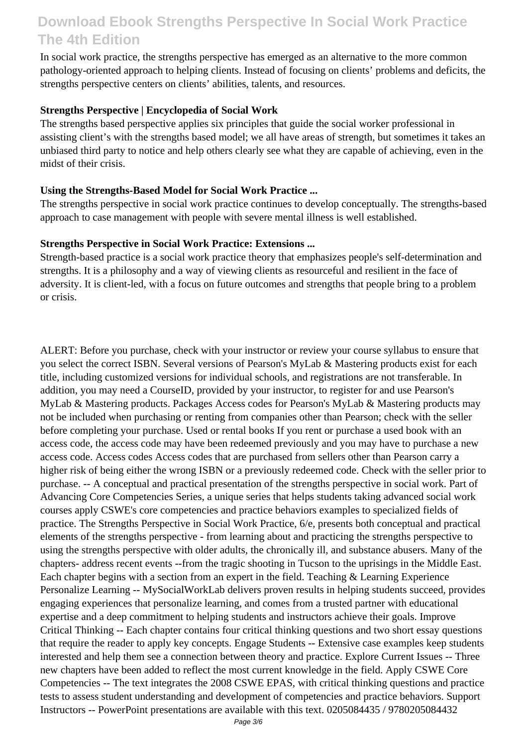In social work practice, the strengths perspective has emerged as an alternative to the more common pathology-oriented approach to helping clients. Instead of focusing on clients' problems and deficits, the strengths perspective centers on clients' abilities, talents, and resources.

**Strengths Perspective | Encyclopedia of Social Work**

The strengths based perspective applies six principles that guide the social worker professional in assisting client's with the strengths based model; we all have areas of strength, but sometimes it takes an unbiased third party to notice and help others clearly see what they are capable of achieving, even in the midst of their crisis.

**Using the Strengths-Based Model for Social Work Practice ...**

The strengths perspective in social work practice continues to develop conceptually. The strengths-based approach to case management with people with severe mental illness is well established.

**Strengths Perspective in Social Work Practice: Extensions ...**

Strength-based practice is a social work practice theory that emphasizes people's self-determination and strengths. It is a philosophy and a way of viewing clients as resourceful and resilient in the face of adversity. It is client-led, with a focus on future outcomes and strengths that people bring to a problem or crisis.

ALERT: Before you purchase, check with your instructor or review your course syllabus to ensure that you select the correct ISBN. Several versions of Pearson's MyLab & Mastering products exist for each title, including customized versions for individual schools, and registrations are not transferable. In addition, you may need a CourseID, provided by your instructor, to register for and use Pearson's MyLab & Mastering products. Packages Access codes for Pearson's MyLab & Mastering products may not be included when purchasing or renting from companies other than Pearson; check with the seller before completing your purchase. Used or rental books If you rent or purchase a used book with an access code, the access code may have been redeemed previously and you may have to purchase a new access code. Access codes Access codes that are purchased from sellers other than Pearson carry a higher risk of being either the wrong ISBN or a previously redeemed code. Check with the seller prior to purchase. -- A conceptual and practical presentation of the strengths perspective in social work. Part of Advancing Core Competencies Series, a unique series that helps students taking advanced social work courses apply CSWE's core competencies and practice behaviors examples to specialized fields of practice. The Strengths Perspective in Social Work Practice, 6/e, presents both conceptual and practical elements of the strengths perspective - from learning about and practicing the strengths perspective to using the strengths perspective with older adults, the chronically ill, and substance abusers. Many of the chapters- address recent events --from the tragic shooting in Tucson to the uprisings in the Middle East. Each chapter begins with a section from an expert in the field. Teaching & Learning Experience Personalize Learning -- MySocialWorkLab delivers proven results in helping students succeed, provides engaging experiences that personalize learning, and comes from a trusted partner with educational expertise and a deep commitment to helping students and instructors achieve their goals. Improve Critical Thinking -- Each chapter contains four critical thinking questions and two short essay questions that require the reader to apply key concepts. Engage Students -- Extensive case examples keep students interested and help them see a connection between theory and practice. Explore Current Issues -- Three new chapters have been added to reflect the most current knowledge in the field. Apply CSWE Core Competencies -- The text integrates the 2008 CSWE EPAS, with critical thinking questions and practice tests to assess student understanding and development of competencies and practice behaviors. Support Instructors -- PowerPoint presentations are available with this text. 0205084435 / 9780205084432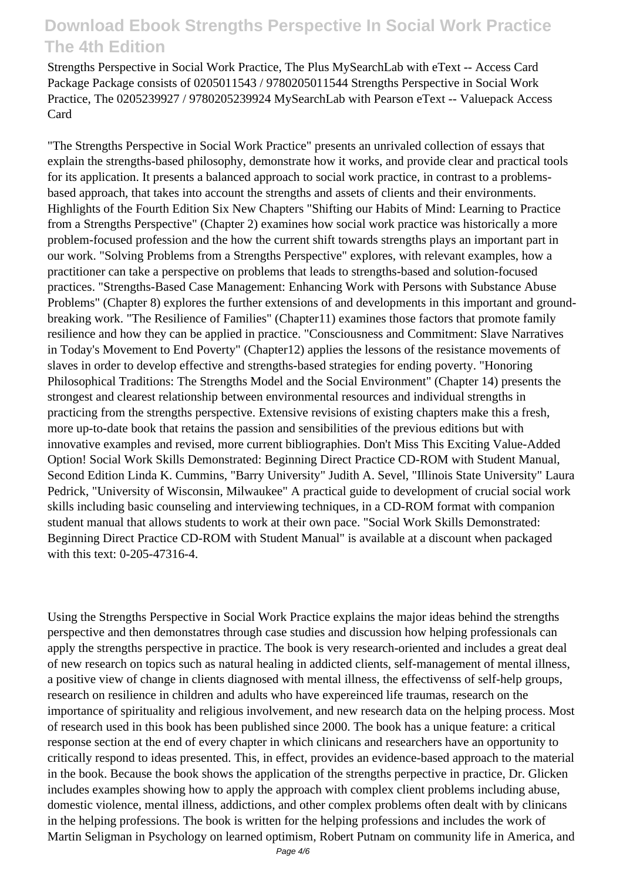Strengths Perspective in Social Work Practice, The Plus MySearchLab with eText -- Access Card Package Package consists of 0205011543 / 9780205011544 Strengths Perspective in Social Work Practice, The 0205239927 / 9780205239924 MySearchLab with Pearson eText -- Valuepack Access Card

"The Strengths Perspective in Social Work Practice" presents an unrivaled collection of essays that explain the strengths-based philosophy, demonstrate how it works, and provide clear and practical tools for its application. It presents a balanced approach to social work practice, in contrast to a problems-based approach, that takes into account the strengths and assets of clients and their environments. Highlights of the Fourth Edition Six New Chapters "Shifting our Habits of Mind: Learning to Practice from a Strengths Perspective" (Chapter 2) examines how social work practice was historically a more problem-focused profession and the how the current shift towards strengths plays an important part in our work. "Solving Problems from a Strengths Perspective" explores, with relevant examples, how a practitioner can take a perspective on problems that leads to strengths-based and solution-focused practices. "Strengths-Based Case Management: Enhancing Work with Persons with Substance Abuse Problems" (Chapter 8) explores the further extensions of and developments in this important and ground-breaking work. "The Resilience of Families" (Chapter11) examines those factors that promote family resilience and how they can be applied in practice. "Consciousness and Commitment: Slave Narratives in Today's Movement to End Poverty" (Chapter12) applies the lessons of the resistance movements of slaves in order to develop effective and strengths-based strategies for ending poverty. "Honoring Philosophical Traditions: The Strengths Model and the Social Environment" (Chapter 14) presents the strongest and clearest relationship between environmental resources and individual strengths in practicing from the strengths perspective. Extensive revisions of existing chapters make this a fresh, more up-to-date book that retains the passion and sensibilities of the previous editions but with innovative examples and revised, more current bibliographies. Don't Miss This Exciting Value-Added Option! Social Work Skills Demonstrated: Beginning Direct Practice CD-ROM with Student Manual, Second Edition Linda K. Cummins, "Barry University" Judith A. Sevel, "Illinois State University" Laura Pedrick, "University of Wisconsin, Milwaukee" A practical guide to development of crucial social work skills including basic counseling and interviewing techniques, in a CD-ROM format with companion student manual that allows students to work at their own pace. "Social Work Skills Demonstrated: Beginning Direct Practice CD-ROM with Student Manual" is available at a discount when packaged with this text: 0-205-47316-4.

Using the Strengths Perspective in Social Work Practice explains the major ideas behind the strengths perspective and then demonstatres through case studies and discussion how helping professionals can apply the strengths perspective in practice. The book is very research-oriented and includes a great deal of new research on topics such as natural healing in addicted clients, self-management of mental illness, a positive view of change in clients diagnosed with mental illness, the effectivenss of self-help groups, research on resilience in children and adults who have expereinced life traumas, research on the importance of spirituality and religious involvement, and new research data on the helping process. Most of research used in this book has been published since 2000. The book has a unique feature: a critical response section at the end of every chapter in which clinicans and researchers have an opportunity to critically respond to ideas presented. This, in effect, provides an evidence-based approach to the material in the book. Because the book shows the application of the strengths perpective in practice, Dr. Glicken includes examples showing how to apply the approach with complex client problems including abuse, domestic violence, mental illness, addictions, and other complex problems often dealt with by clinicans in the helping professions. The book is written for the helping professions and includes the work of Martin Seligman in Psychology on learned optimism, Robert Putnam on community life in America, and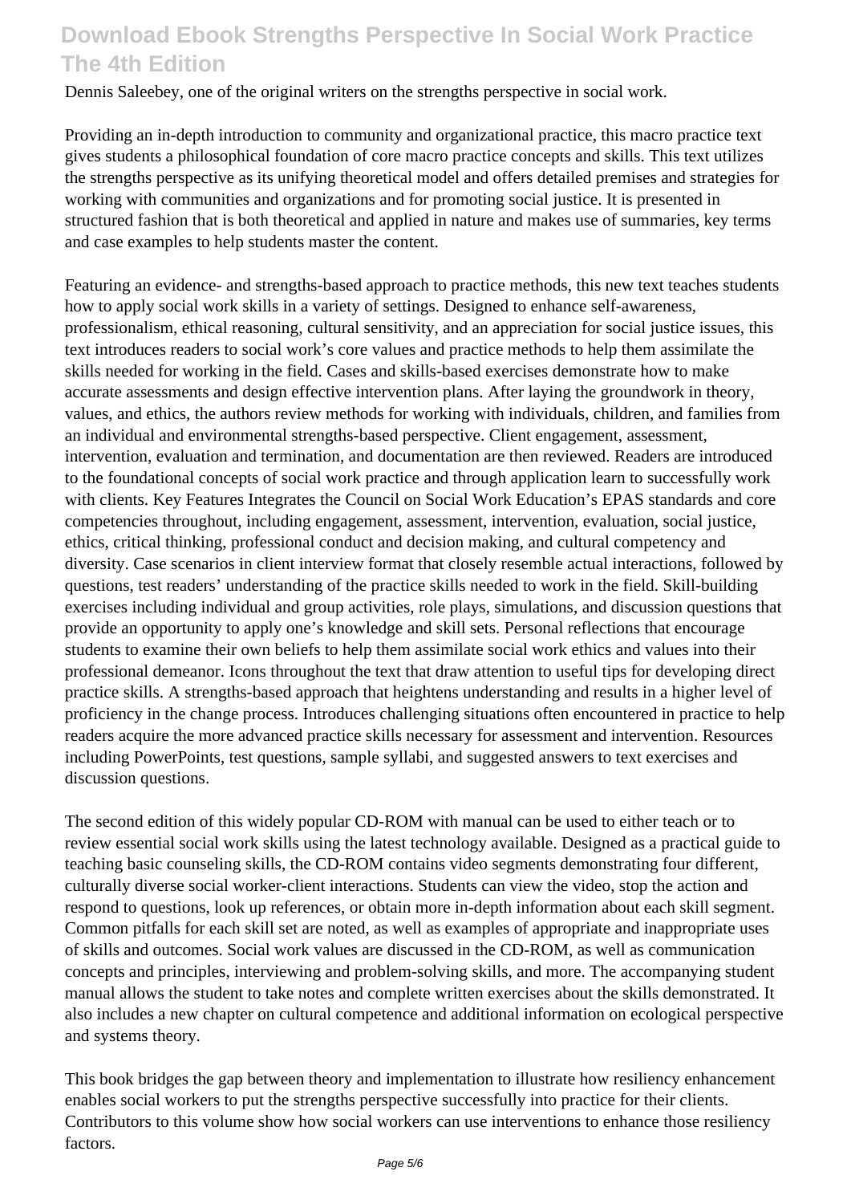Dennis Saleebey, one of the original writers on the strengths perspective in social work.

Providing an in-depth introduction to community and organizational practice, this macro practice text gives students a philosophical foundation of core macro practice concepts and skills. This text utilizes the strengths perspective as its unifying theoretical model and offers detailed premises and strategies for working with communities and organizations and for promoting social justice. It is presented in structured fashion that is both theoretical and applied in nature and makes use of summaries, key terms and case examples to help students master the content.

Featuring an evidence- and strengths-based approach to practice methods, this new text teaches students how to apply social work skills in a variety of settings. Designed to enhance self-awareness, professionalism, ethical reasoning, cultural sensitivity, and an appreciation for social justice issues, this text introduces readers to social work's core values and practice methods to help them assimilate the skills needed for working in the field. Cases and skills-based exercises demonstrate how to make accurate assessments and design effective intervention plans. After laying the groundwork in theory, values, and ethics, the authors review methods for working with individuals, children, and families from an individual and environmental strengths-based perspective. Client engagement, assessment, intervention, evaluation and termination, and documentation are then reviewed. Readers are introduced to the foundational concepts of social work practice and through application learn to successfully work with clients. Key Features Integrates the Council on Social Work Education's EPAS standards and core competencies throughout, including engagement, assessment, intervention, evaluation, social justice, ethics, critical thinking, professional conduct and decision making, and cultural competency and diversity. Case scenarios in client interview format that closely resemble actual interactions, followed by questions, test readers' understanding of the practice skills needed to work in the field. Skill-building exercises including individual and group activities, role plays, simulations, and discussion questions that provide an opportunity to apply one's knowledge and skill sets. Personal reflections that encourage students to examine their own beliefs to help them assimilate social work ethics and values into their professional demeanor. Icons throughout the text that draw attention to useful tips for developing direct practice skills. A strengths-based approach that heightens understanding and results in a higher level of proficiency in the change process. Introduces challenging situations often encountered in practice to help readers acquire the more advanced practice skills necessary for assessment and intervention. Resources including PowerPoints, test questions, sample syllabi, and suggested answers to text exercises and discussion questions.

The second edition of this widely popular CD-ROM with manual can be used to either teach or to review essential social work skills using the latest technology available. Designed as a practical guide to teaching basic counseling skills, the CD-ROM contains video segments demonstrating four different, culturally diverse social worker-client interactions. Students can view the video, stop the action and respond to questions, look up references, or obtain more in-depth information about each skill segment. Common pitfalls for each skill set are noted, as well as examples of appropriate and inappropriate uses of skills and outcomes. Social work values are discussed in the CD-ROM, as well as communication concepts and principles, interviewing and problem-solving skills, and more. The accompanying student manual allows the student to take notes and complete written exercises about the skills demonstrated. It also includes a new chapter on cultural competence and additional information on ecological perspective and systems theory.

This book bridges the gap between theory and implementation to illustrate how resiliency enhancement enables social workers to put the strengths perspective successfully into practice for their clients. Contributors to this volume show how social workers can use interventions to enhance those resiliency factors.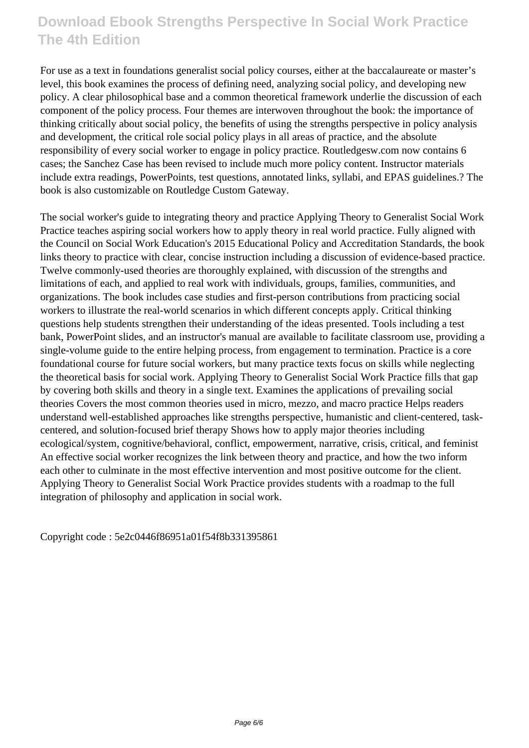For use as a text in foundations generalist social policy courses, either at the baccalaureate or master's level, this book examines the process of defining need, analyzing social policy, and developing new policy. A clear philosophical base and a common theoretical framework underlie the discussion of each component of the policy process. Four themes are interwoven throughout the book: the importance of thinking critically about social policy, the benefits of using the strengths perspective in policy analysis and development, the critical role social policy plays in all areas of practice, and the absolute responsibility of every social worker to engage in policy practice. Routledgesw.com now contains 6 cases; the Sanchez Case has been revised to include much more policy content. Instructor materials include extra readings, PowerPoints, test questions, annotated links, syllabi, and EPAS guidelines.? The book is also customizable on Routledge Custom Gateway.

The social worker's guide to integrating theory and practice Applying Theory to Generalist Social Work Practice teaches aspiring social workers how to apply theory in real world practice. Fully aligned with the Council on Social Work Education's 2015 Educational Policy and Accreditation Standards, the book links theory to practice with clear, concise instruction including a discussion of evidence-based practice. Twelve commonly-used theories are thoroughly explained, with discussion of the strengths and limitations of each, and applied to real work with individuals, groups, families, communities, and organizations. The book includes case studies and first-person contributions from practicing social workers to illustrate the real-world scenarios in which different concepts apply. Critical thinking questions help students strengthen their understanding of the ideas presented. Tools including a test bank, PowerPoint slides, and an instructor's manual are available to facilitate classroom use, providing a single-volume guide to the entire helping process, from engagement to termination. Practice is a core foundational course for future social workers, but many practice texts focus on skills while neglecting the theoretical basis for social work. Applying Theory to Generalist Social Work Practice fills that gap by covering both skills and theory in a single text. Examines the applications of prevailing social theories Covers the most common theories used in micro, mezzo, and macro practice Helps readers understand well-established approaches like strengths perspective, humanistic and client-centered, task-centered, and solution-focused brief therapy Shows how to apply major theories including ecological/system, cognitive/behavioral, conflict, empowerment, narrative, crisis, critical, and feminist An effective social worker recognizes the link between theory and practice, and how the two inform each other to culminate in the most effective intervention and most positive outcome for the client. Applying Theory to Generalist Social Work Practice provides students with a roadmap to the full integration of philosophy and application in social work.

Copyright code : 5e2c0446f86951a01f54f8b331395861